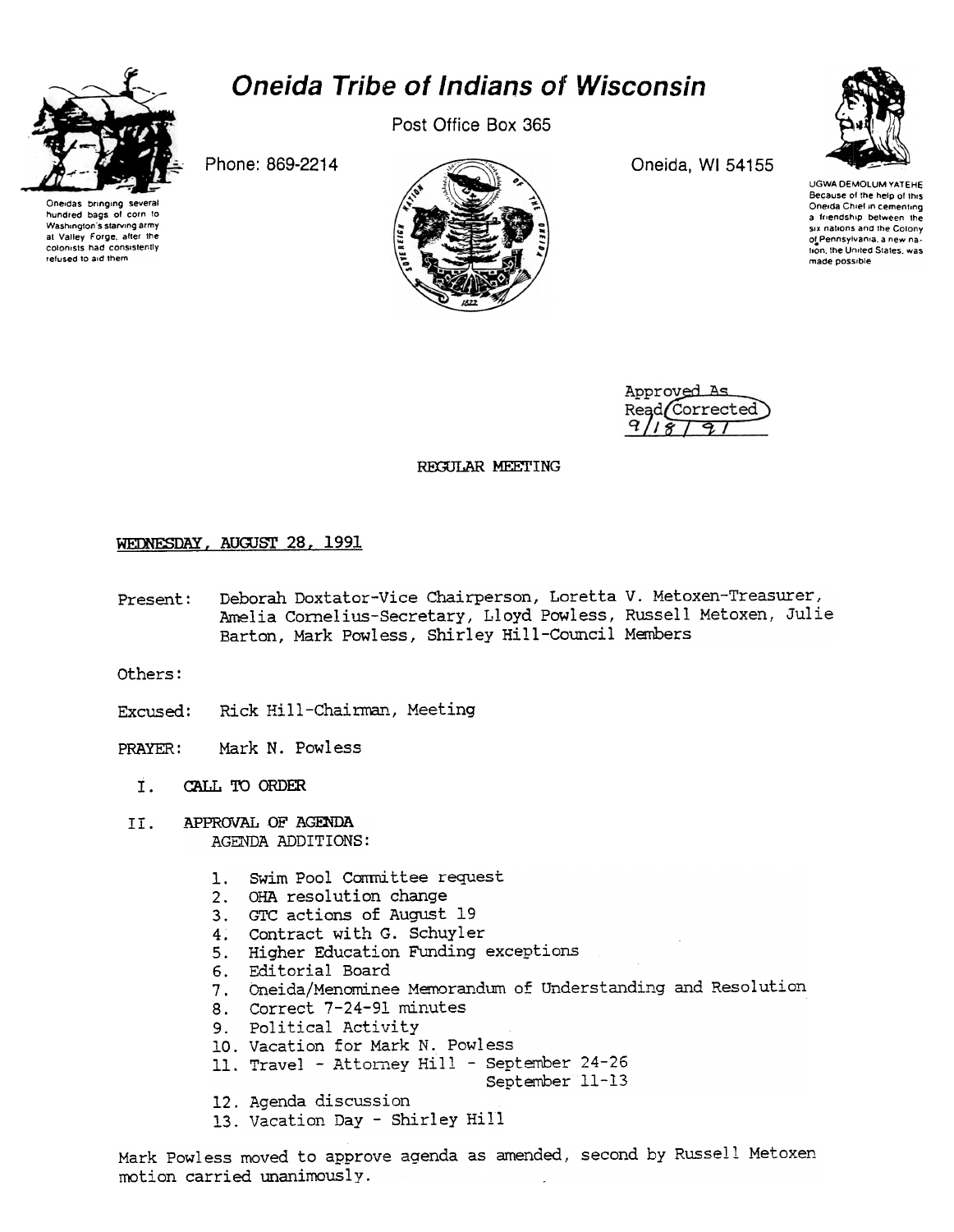# Oneida Tribe of Indians of Wisconsin

Post Office Box 365

Phone: 869-2214

Oneida, WI 54155

Oneidas bringing several hundred bags of corn to Washington's starving army at Valley Forge, after the colonists had consistently refused to aid them

UGWA DEMOLUM YATEHE
Because of the help of this Oneida Chief in cementing a friendship between the six nations and the Colony of Pennsylvania, a new nation, the United States, was made possible

Approved As Read/Corrected
9/18/91

REGULAR MEETING

WEDNESDAY, AUGUST 28, 1991

Present: Deborah Doxtator-Vice Chairperson, Loretta V. Metoxen-Treasurer, Amelia Cornelius-Secretary, Lloyd Powless, Russell Metoxen, Julie Barton, Mark Powless, Shirley Hill-Council Members

Others:

Excused: Rick Hill-Chairman, Meeting

PRAYER: Mark N. Powless

I. CALL TO ORDER

II. APPROVAL OF AGENDA
AGENDA ADDITIONS:

1. Swim Pool Committee request
2. OHA resolution change
3. GTC actions of August 19
4. Contract with G. Schuyler
5. Higher Education Funding exceptions
6. Editorial Board
7. Oneida/Menominee Memorandum of Understanding and Resolution
8. Correct 7-24-91 minutes
9. Political Activity
10. Vacation for Mark N. Powless
11. Travel - Attorney Hill - September 24-26
    September 11-13
12. Agenda discussion
13. Vacation Day - Shirley Hill

Mark Powless moved to approve agenda as amended, second by Russell Metoxen motion carried unanimously.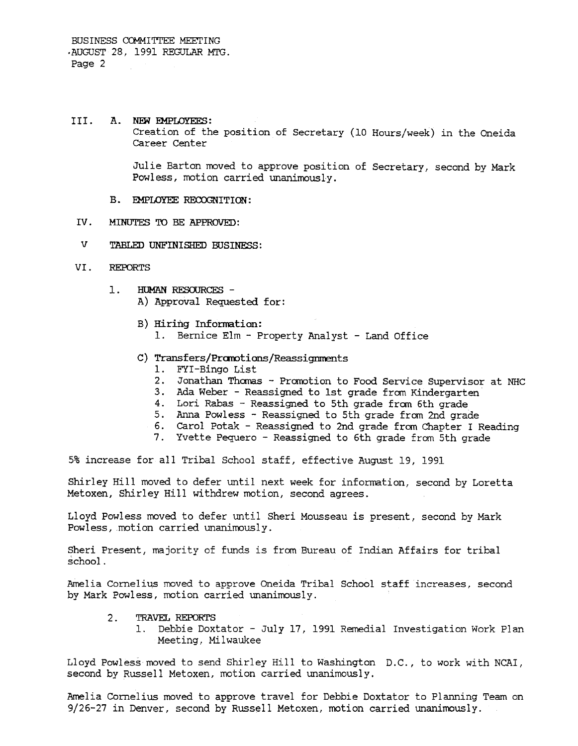III. A. NEW EMPLOYEES:
Creation of the position of Secretary (10 Hours/week) in the Oneida Career Center

Julie Barton moved to approve position of Secretary, second by Mark Powless, motion carried unanimously.

B. EMPLOYEE RECOGNITION:

IV. MINUTES TO BE APPROVED:

V TABLED UNFINISHED BUSINESS:

VI. REPORTS

1. HUMAN RESOURCES -
   A) Approval Requested for:

   B) Hiring Information:
      1. Bernice Elm - Property Analyst - Land Office

   C) Transfers/Promotions/Reassignments
      1. FYI-Bingo List
      2. Jonathan Thomas - Promotion to Food Service Supervisor at NHC
      3. Ada Weber - Reassigned to 1st grade from Kindergarten
      4. Lori Rabas - Reassigned to 5th grade from 6th grade
      5. Anna Powless - Reassigned to 5th grade from 2nd grade
      6. Carol Potak - Reassigned to 2nd grade from Chapter I Reading
      7. Yvette Pequero - Reassigned to 6th grade from 5th grade

5% increase for all Tribal School staff, effective August 19, 1991

Shirley Hill moved to defer until next week for information, second by Loretta Metoxen, Shirley Hill withdrew motion, second agrees.

Lloyd Powless moved to defer until Sheri Mousseau is present, second by Mark Powless, motion carried unanimously.

Sheri Present, majority of funds is from Bureau of Indian Affairs for tribal school.

Amelia Cornelius moved to approve Oneida Tribal School staff increases, second by Mark Powless, motion carried unanimously.

2. TRAVEL REPORTS
   1. Debbie Doxtator - July 17, 1991 Remedial Investigation Work Plan Meeting, Milwaukee

Lloyd Powless moved to send Shirley Hill to Washington D.C., to work with NCAI, second by Russell Metoxen, motion carried unanimously.

Amelia Cornelius moved to approve travel for Debbie Doxtator to Planning Team on 9/26-27 in Denver, second by Russell Metoxen, motion carried unanimously.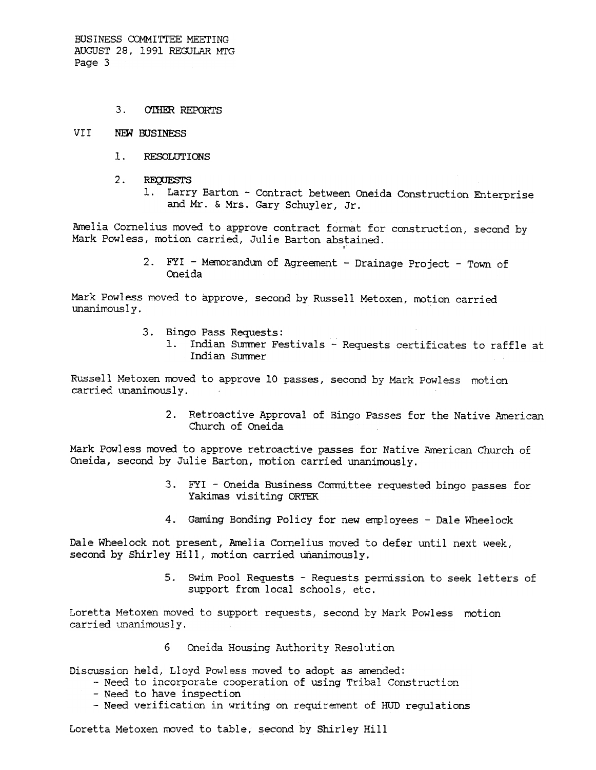3. OTHER REPORTS

VII NEW BUSINESS

1. RESOLUTIONS

2. REQUESTS
   1. Larry Barton - Contract between Oneida Construction Enterprise and Mr. & Mrs. Gary Schuyler, Jr.

Amelia Cornelius moved to approve contract format for construction, second by Mark Powless, motion carried, Julie Barton abstained.

   2. FYI - Memorandum of Agreement - Drainage Project - Town of Oneida

Mark Powless moved to approve, second by Russell Metoxen, motion carried unanimously.

   3. Bingo Pass Requests:
      1. Indian Summer Festivals - Requests certificates to raffle at Indian Summer

Russell Metoxen moved to approve 10 passes, second by Mark Powless motion carried unanimously.

      2. Retroactive Approval of Bingo Passes for the Native American Church of Oneida

Mark Powless moved to approve retroactive passes for Native American Church of Oneida, second by Julie Barton, motion carried unanimously.

      3. FYI - Oneida Business Committee requested bingo passes for Yakimas visiting ORTEK

      4. Gaming Bonding Policy for new employees - Dale Wheelock

Dale Wheelock not present, Amelia Cornelius moved to defer until next week, second by Shirley Hill, motion carried unanimously.

      5. Swim Pool Requests - Requests permission to seek letters of support from local schools, etc.

Loretta Metoxen moved to support requests, second by Mark Powless motion carried unanimously.

      6 Oneida Housing Authority Resolution

Discussion held, Lloyd Powless moved to adopt as amended:
- Need to incorporate cooperation of using Tribal Construction
- Need to have inspection
- Need verification in writing on requirement of HUD regulations

Loretta Metoxen moved to table, second by Shirley Hill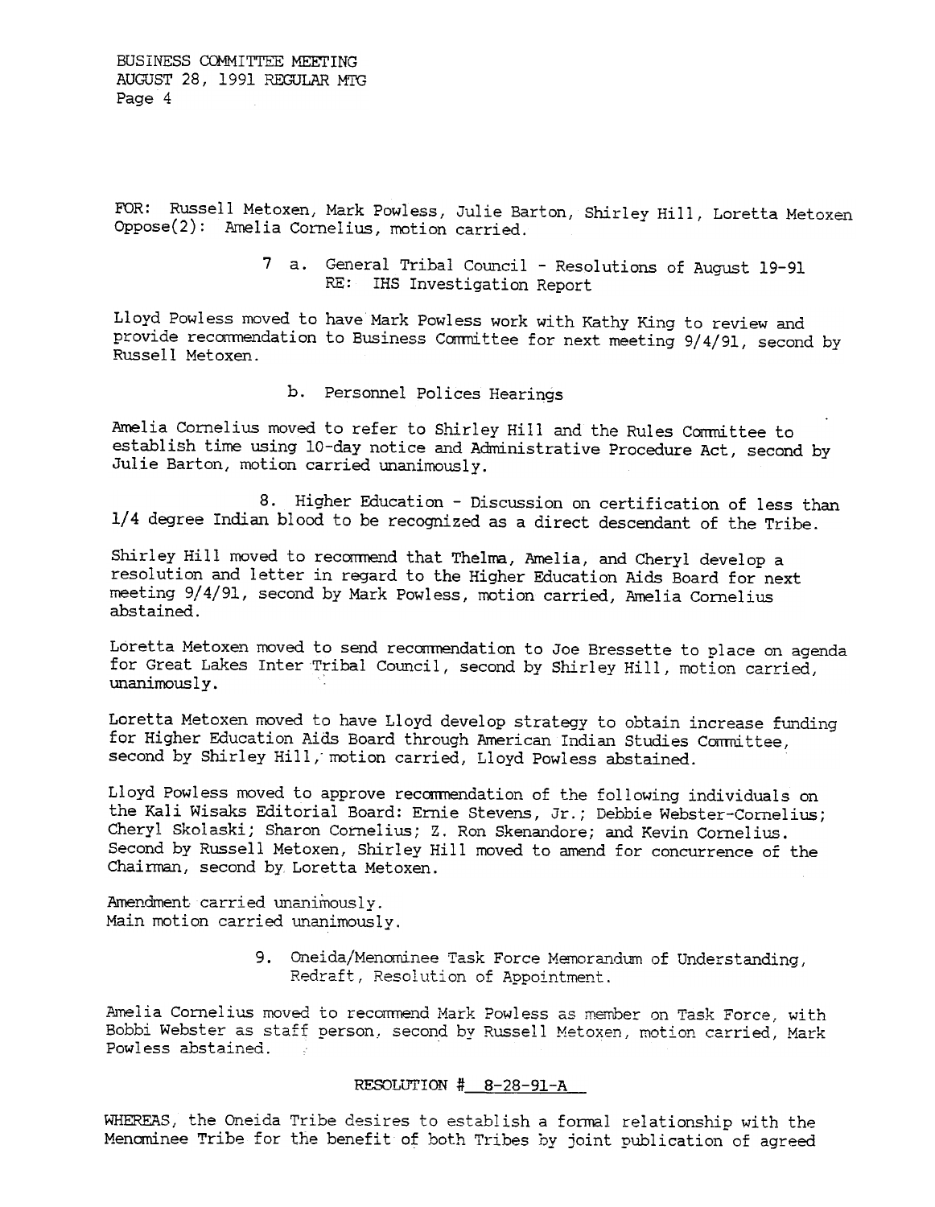FOR: Russell Metoxen, Mark Powless, Julie Barton, Shirley Hill, Loretta Metoxen
Oppose(2): Amelia Cornelius, motion carried.

7 a. General Tribal Council - Resolutions of August 19-91
RE: IHS Investigation Report

Lloyd Powless moved to have Mark Powless work with Kathy King to review and provide recommendation to Business Committee for next meeting 9/4/91, second by Russell Metoxen.

b. Personnel Polices Hearings

Amelia Cornelius moved to refer to Shirley Hill and the Rules Committee to establish time using 10-day notice and Administrative Procedure Act, second by Julie Barton, motion carried unanimously.

8. Higher Education - Discussion on certification of less than 1/4 degree Indian blood to be recognized as a direct descendant of the Tribe.

Shirley Hill moved to recommend that Thelma, Amelia, and Cheryl develop a resolution and letter in regard to the Higher Education Aids Board for next meeting 9/4/91, second by Mark Powless, motion carried, Amelia Cornelius abstained.

Loretta Metoxen moved to send recommendation to Joe Bressette to place on agenda for Great Lakes Inter Tribal Council, second by Shirley Hill, motion carried, unanimously.

Loretta Metoxen moved to have Lloyd develop strategy to obtain increase funding for Higher Education Aids Board through American Indian Studies Committee, second by Shirley Hill, motion carried, Lloyd Powless abstained.

Lloyd Powless moved to approve recommendation of the following individuals on the Kali Wisaks Editorial Board: Ernie Stevens, Jr.; Debbie Webster-Cornelius; Cheryl Skolaski; Sharon Cornelius; Z. Ron Skenandore; and Kevin Cornelius. Second by Russell Metoxen, Shirley Hill moved to amend for concurrence of the Chairman, second by Loretta Metoxen.

Amendment carried unanimously.
Main motion carried unanimously.

9. Oneida/Menominee Task Force Memorandum of Understanding, Redraft, Resolution of Appointment.

Amelia Cornelius moved to recommend Mark Powless as member on Task Force, with Bobbi Webster as staff person, second by Russell Metoxen, motion carried, Mark Powless abstained.

RESOLUTION # 8-28-91-A

WHEREAS, the Oneida Tribe desires to establish a formal relationship with the Menominee Tribe for the benefit of both Tribes by joint publication of agreed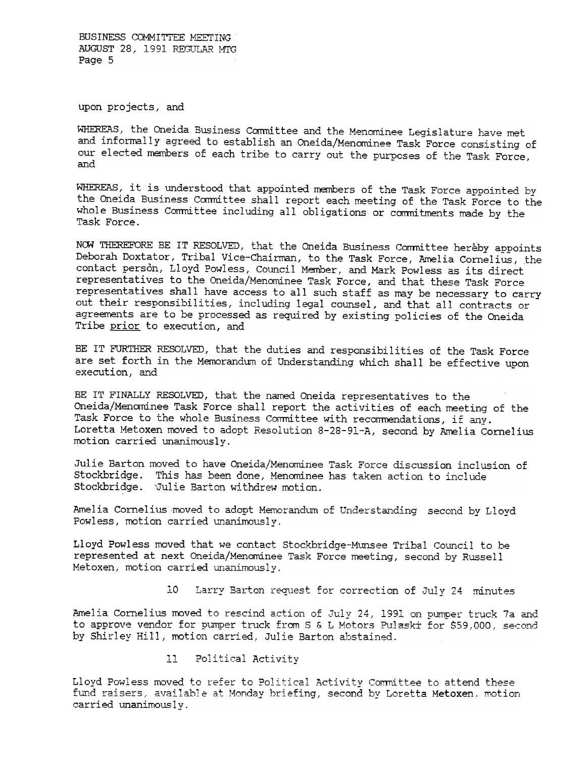upon projects, and

WHEREAS, the Oneida Business Committee and the Menominee Legislature have met and informally agreed to establish an Oneida/Menominee Task Force consisting of our elected members of each tribe to carry out the purposes of the Task Force, and

WHEREAS, it is understood that appointed members of the Task Force appointed by the Oneida Business Committee shall report each meeting of the Task Force to the whole Business Committee including all obligations or commitments made by the Task Force.

NOW THEREFORE BE IT RESOLVED, that the Oneida Business Committee hereby appoints Deborah Doxtator, Tribal Vice-Chairman, to the Task Force, Amelia Cornelius, the contact person, Lloyd Powless, Council Member, and Mark Powless as its direct representatives to the Oneida/Menominee Task Force, and that these Task Force representatives shall have access to all such staff as may be necessary to carry out their responsibilities, including legal counsel, and that all contracts or agreements are to be processed as required by existing policies of the Oneida Tribe prior to execution, and

BE IT FURTHER RESOLVED, that the duties and responsibilities of the Task Force are set forth in the Memorandum of Understanding which shall be effective upon execution, and

BE IT FINALLY RESOLVED, that the named Oneida representatives to the Oneida/Menominee Task Force shall report the activities of each meeting of the Task Force to the whole Business Committee with recommendations, if any. Loretta Metoxen moved to adopt Resolution 8-28-91-A, second by Amelia Cornelius motion carried unanimously.

Julie Barton moved to have Oneida/Menominee Task Force discussion inclusion of Stockbridge. This has been done, Menominee has taken action to include Stockbridge. Julie Barton withdrew motion.

Amelia Cornelius moved to adopt Memorandum of Understanding second by Lloyd Powless, motion carried unanimously.

Lloyd Powless moved that we contact Stockbridge-Munsee Tribal Council to be represented at next Oneida/Menominee Task Force meeting, second by Russell Metoxen, motion carried unanimously.

10 Larry Barton request for correction of July 24 minutes

Amelia Cornelius moved to rescind action of July 24, 1991 on pumper truck 7a and to approve vendor for pumper truck from S & L Motors Pulaski for $59,000, second by Shirley Hill, motion carried, Julie Barton abstained.

11 Political Activity

Lloyd Powless moved to refer to Political Activity Committee to attend these fund raisers, available at Monday briefing, second by Loretta Metoxen, motion carried unanimously.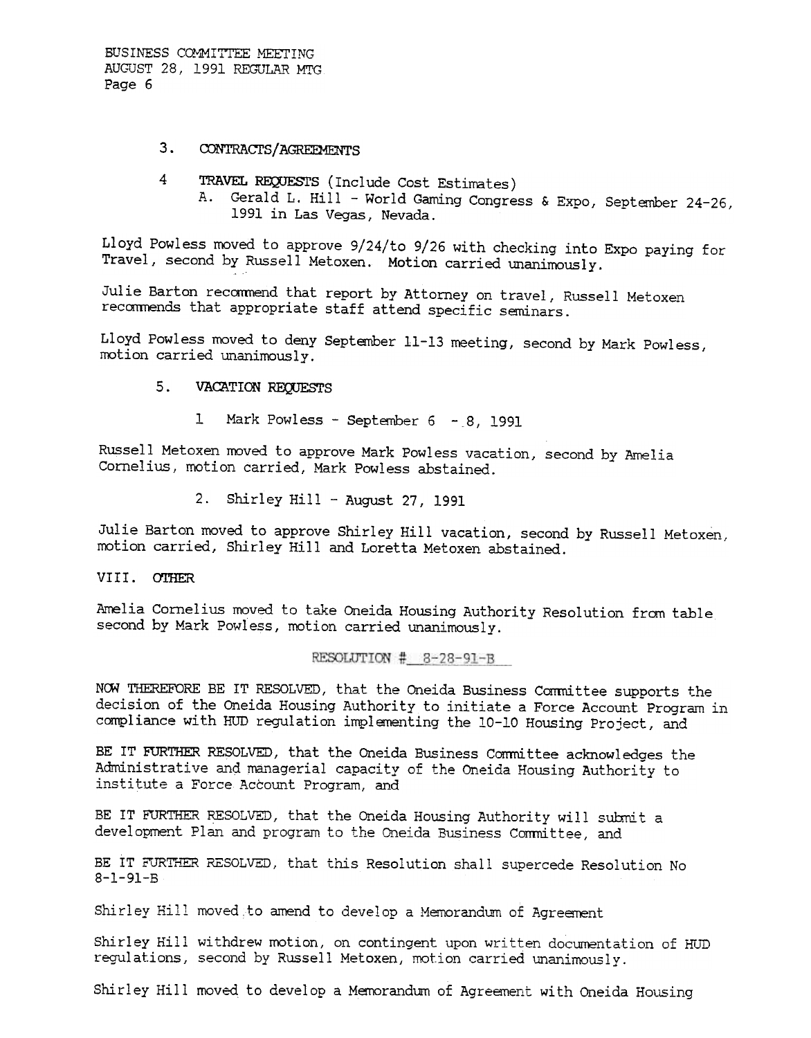3. CONTRACTS/AGREEMENTS

4 TRAVEL REQUESTS (Include Cost Estimates)

   A. Gerald L. Hill - World Gaming Congress & Expo, September 24-26, 1991 in Las Vegas, Nevada.

Lloyd Powless moved to approve 9/24/to 9/26 with checking into Expo paying for Travel, second by Russell Metoxen. Motion carried unanimously.

Julie Barton recommend that report by Attorney on travel, Russell Metoxen recommends that appropriate staff attend specific seminars.

Lloyd Powless moved to deny September 11-13 meeting, second by Mark Powless, motion carried unanimously.

5. VACATION REQUESTS

   1 Mark Powless - September 6 - 8, 1991

Russell Metoxen moved to approve Mark Powless vacation, second by Amelia Cornelius, motion carried, Mark Powless abstained.

   2. Shirley Hill - August 27, 1991

Julie Barton moved to approve Shirley Hill vacation, second by Russell Metoxen, motion carried, Shirley Hill and Loretta Metoxen abstained.

VIII. OTHER

Amelia Cornelius moved to take Oneida Housing Authority Resolution from table second by Mark Powless, motion carried unanimously.

RESOLUTION # 8-28-91-B

NOW THEREFORE BE IT RESOLVED, that the Oneida Business Committee supports the decision of the Oneida Housing Authority to initiate a Force Account Program in compliance with HUD regulation implementing the 10-10 Housing Project, and

BE IT FURTHER RESOLVED, that the Oneida Business Committee acknowledges the Administrative and managerial capacity of the Oneida Housing Authority to institute a Force Account Program, and

BE IT FURTHER RESOLVED, that the Oneida Housing Authority will submit a development Plan and program to the Oneida Business Committee, and

BE IT FURTHER RESOLVED, that this Resolution shall supercede Resolution No 8-1-91-B

Shirley Hill moved to amend to develop a Memorandum of Agreement

Shirley Hill withdrew motion, on contingent upon written documentation of HUD regulations, second by Russell Metoxen, motion carried unanimously.

Shirley Hill moved to develop a Memorandum of Agreement with Oneida Housing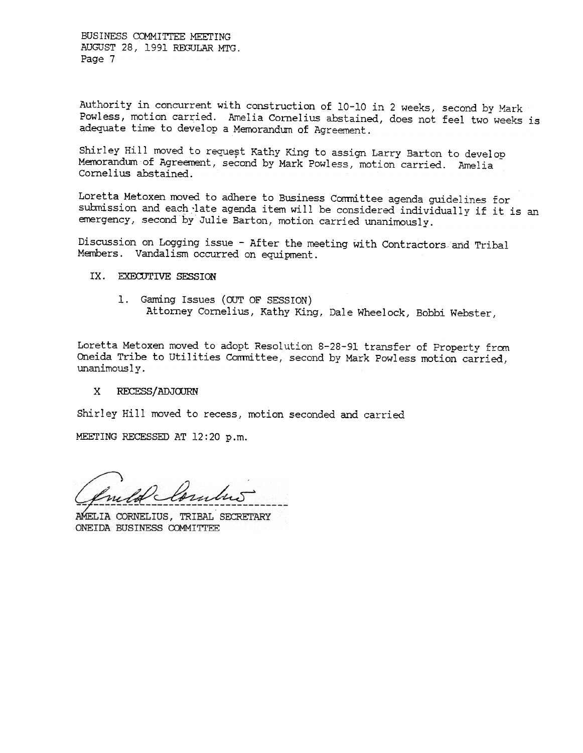Authority in concurrent with construction of 10-10 in 2 weeks, second by Mark Powless, motion carried. Amelia Cornelius abstained, does not feel two weeks is adequate time to develop a Memorandum of Agreement.

Shirley Hill moved to request Kathy King to assign Larry Barton to develop Memorandum of Agreement, second by Mark Powless, motion carried. Amelia Cornelius abstained.

Loretta Metoxen moved to adhere to Business Committee agenda guidelines for submission and each late agenda item will be considered individually if it is an emergency, second by Julie Barton, motion carried unanimously.

Discussion on Logging issue - After the meeting with Contractors and Tribal Members. Vandalism occurred on equipment.

IX. EXECUTIVE SESSION

1. Gaming Issues (OUT OF SESSION)
   Attorney Cornelius, Kathy King, Dale Wheelock, Bobbi Webster,

Loretta Metoxen moved to adopt Resolution 8-28-91 transfer of Property from Oneida Tribe to Utilities Committee, second by Mark Powless motion carried, unanimously.

X RECESS/ADJOURN

Shirley Hill moved to recess, motion seconded and carried

MEETING RECESSED AT 12:20 p.m.

AMELIA CORNELIUS, TRIBAL SECRETARY
ONEIDA BUSINESS COMMITTEE